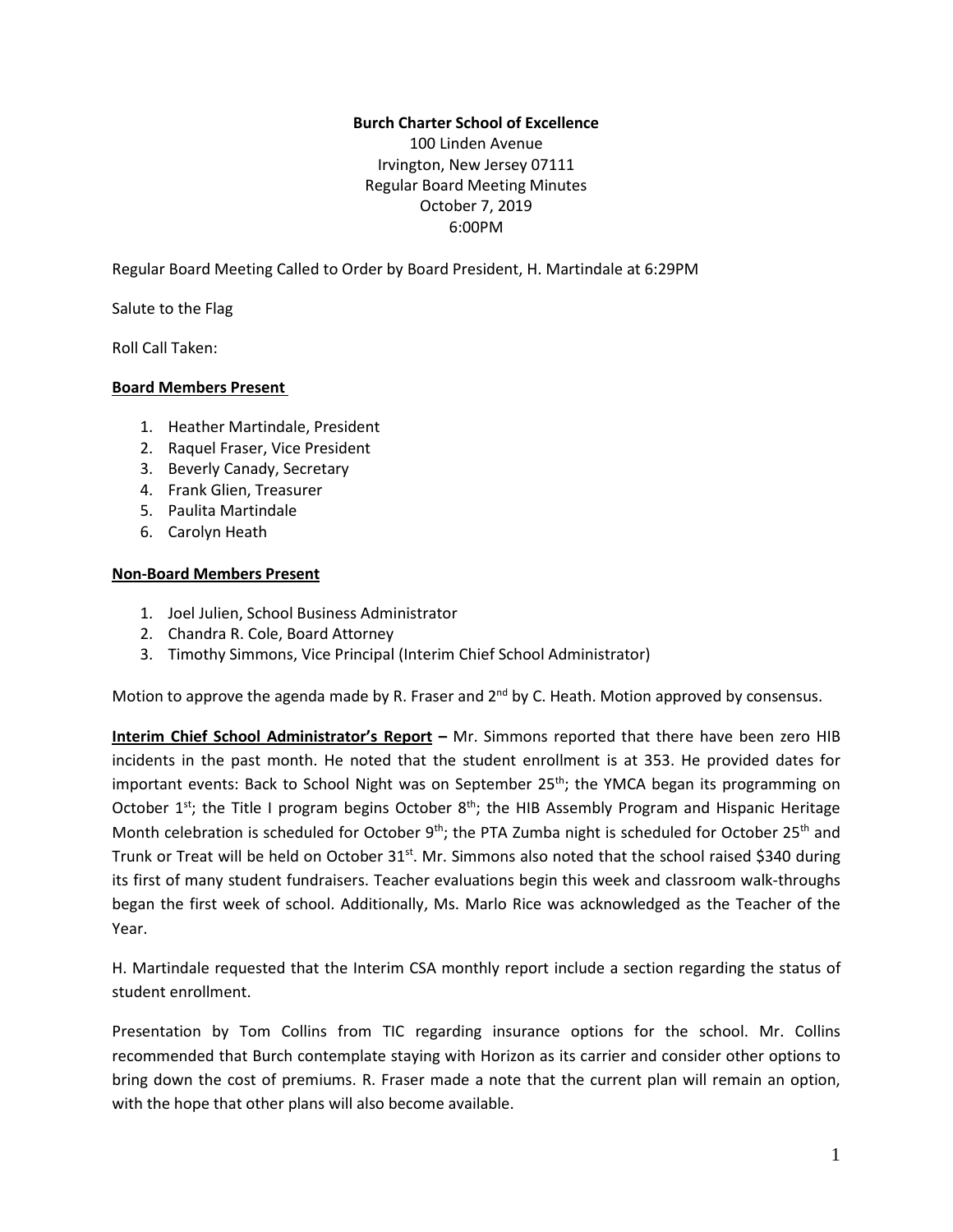**Burch Charter School of Excellence**
100 Linden Avenue
Irvington, New Jersey 07111
Regular Board Meeting Minutes
October 7, 2019
6:00PM

Regular Board Meeting Called to Order by Board President, H. Martindale at 6:29PM

Salute to the Flag

Roll Call Taken:

**Board Members Present**

1. Heather Martindale, President
2. Raquel Fraser, Vice President
3. Beverly Canady, Secretary
4. Frank Glien, Treasurer
5. Paulita Martindale
6. Carolyn Heath

**Non-Board Members Present**

1. Joel Julien, School Business Administrator
2. Chandra R. Cole, Board Attorney
3. Timothy Simmons, Vice Principal (Interim Chief School Administrator)

Motion to approve the agenda made by R. Fraser and 2nd by C. Heath. Motion approved by consensus.

**Interim Chief School Administrator's Report –** Mr. Simmons reported that there have been zero HIB incidents in the past month. He noted that the student enrollment is at 353. He provided dates for important events: Back to School Night was on September 25th; the YMCA began its programming on October 1st; the Title I program begins October 8th; the HIB Assembly Program and Hispanic Heritage Month celebration is scheduled for October 9th; the PTA Zumba night is scheduled for October 25th and Trunk or Treat will be held on October 31st. Mr. Simmons also noted that the school raised $340 during its first of many student fundraisers. Teacher evaluations begin this week and classroom walk-throughs began the first week of school. Additionally, Ms. Marlo Rice was acknowledged as the Teacher of the Year.

H. Martindale requested that the Interim CSA monthly report include a section regarding the status of student enrollment.

Presentation by Tom Collins from TIC regarding insurance options for the school. Mr. Collins recommended that Burch contemplate staying with Horizon as its carrier and consider other options to bring down the cost of premiums. R. Fraser made a note that the current plan will remain an option, with the hope that other plans will also become available.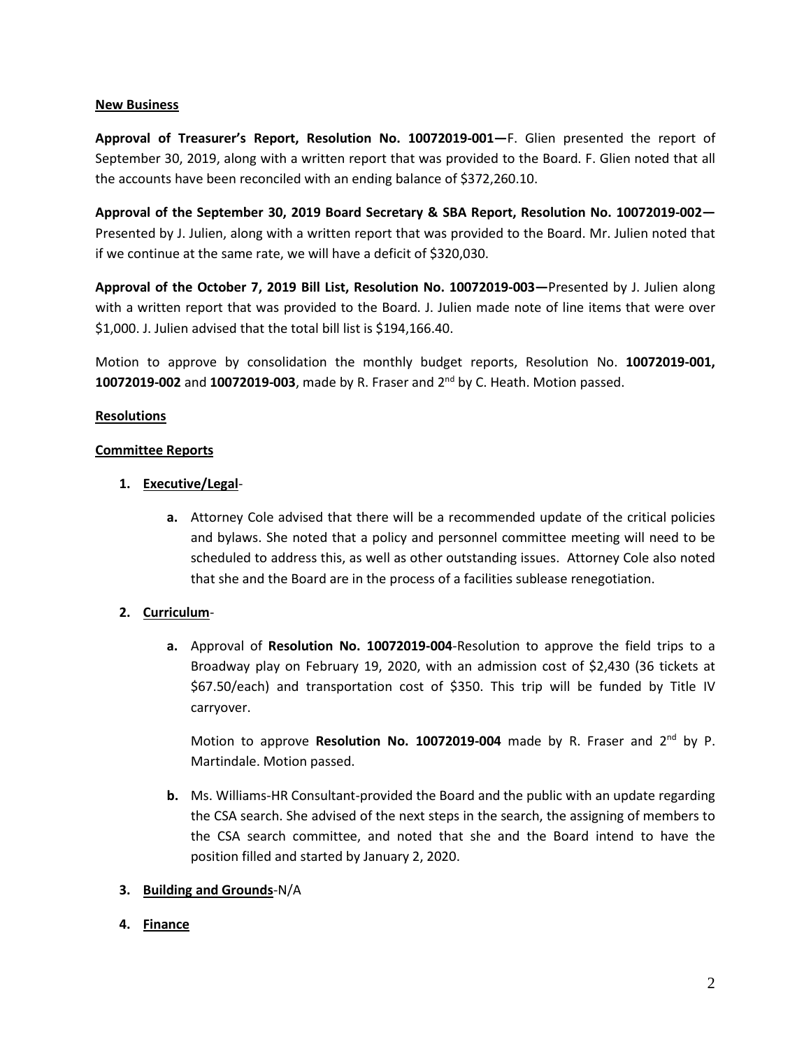**New Business**

**Approval of Treasurer's Report, Resolution No. 10072019-001—**F. Glien presented the report of September 30, 2019, along with a written report that was provided to the Board. F. Glien noted that all the accounts have been reconciled with an ending balance of $372,260.10.

**Approval of the September 30, 2019 Board Secretary & SBA Report, Resolution No. 10072019-002—** Presented by J. Julien, along with a written report that was provided to the Board. Mr. Julien noted that if we continue at the same rate, we will have a deficit of $320,030.

**Approval of the October 7, 2019 Bill List, Resolution No. 10072019-003—**Presented by J. Julien along with a written report that was provided to the Board. J. Julien made note of line items that were over $1,000. J. Julien advised that the total bill list is $194,166.40.

Motion to approve by consolidation the monthly budget reports, Resolution No. **10072019-001, 10072019-002** and **10072019-003**, made by R. Fraser and 2nd by C. Heath. Motion passed.

**Resolutions**

**Committee Reports**

1. **Executive/Legal**-
   a. Attorney Cole advised that there will be a recommended update of the critical policies and bylaws. She noted that a policy and personnel committee meeting will need to be scheduled to address this, as well as other outstanding issues. Attorney Cole also noted that she and the Board are in the process of a facilities sublease renegotiation.

2. **Curriculum**-
   a. Approval of **Resolution No. 10072019-004**-Resolution to approve the field trips to a Broadway play on February 19, 2020, with an admission cost of $2,430 (36 tickets at $67.50/each) and transportation cost of $350. This trip will be funded by Title IV carryover.

      Motion to approve **Resolution No. 10072019-004** made by R. Fraser and 2nd by P. Martindale. Motion passed.

   b. Ms. Williams-HR Consultant-provided the Board and the public with an update regarding the CSA search. She advised of the next steps in the search, the assigning of members to the CSA search committee, and noted that she and the Board intend to have the position filled and started by January 2, 2020.

3. **Building and Grounds**-N/A

4. **Finance**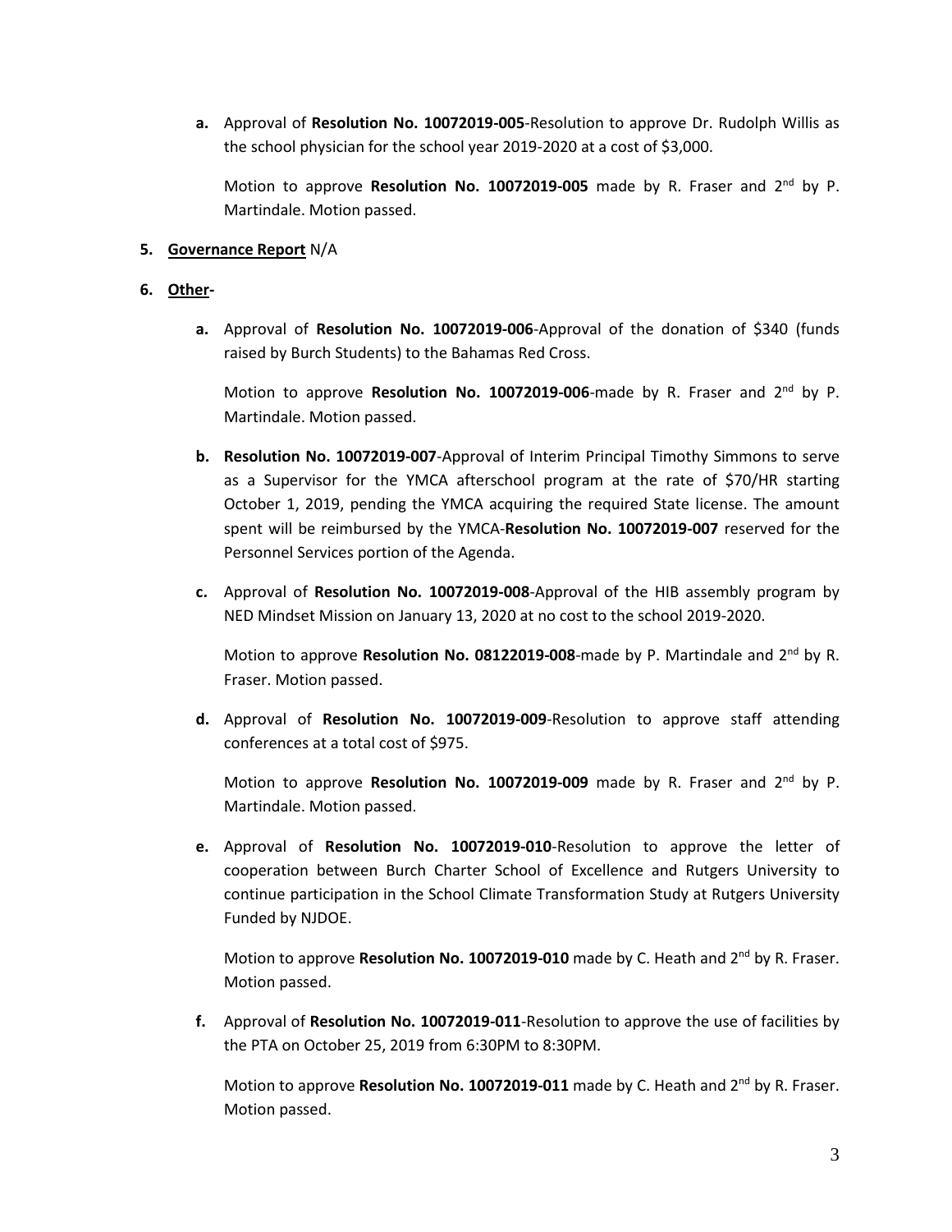**a.** Approval of **Resolution No. 10072019-005**-Resolution to approve Dr. Rudolph Willis as the school physician for the school year 2019-2020 at a cost of $3,000.

   Motion to approve **Resolution No. 10072019-005** made by R. Fraser and 2nd by P. Martindale. Motion passed.

**5. Governance Report** N/A

**6. Other-**

**a.** Approval of **Resolution No. 10072019-006**-Approval of the donation of $340 (funds raised by Burch Students) to the Bahamas Red Cross.

   Motion to approve **Resolution No. 10072019-006**-made by R. Fraser and 2nd by P. Martindale. Motion passed.

**b.** **Resolution No. 10072019-007**-Approval of Interim Principal Timothy Simmons to serve as a Supervisor for the YMCA afterschool program at the rate of $70/HR starting October 1, 2019, pending the YMCA acquiring the required State license. The amount spent will be reimbursed by the YMCA-**Resolution No. 10072019-007** reserved for the Personnel Services portion of the Agenda.

**c.** Approval of **Resolution No. 10072019-008**-Approval of the HIB assembly program by NED Mindset Mission on January 13, 2020 at no cost to the school 2019-2020.

   Motion to approve **Resolution No. 08122019-008**-made by P. Martindale and 2nd by R. Fraser. Motion passed.

**d.** Approval of **Resolution No. 10072019-009**-Resolution to approve staff attending conferences at a total cost of $975.

   Motion to approve **Resolution No. 10072019-009** made by R. Fraser and 2nd by P. Martindale. Motion passed.

**e.** Approval of **Resolution No. 10072019-010**-Resolution to approve the letter of cooperation between Burch Charter School of Excellence and Rutgers University to continue participation in the School Climate Transformation Study at Rutgers University Funded by NJDOE.

   Motion to approve **Resolution No. 10072019-010** made by C. Heath and 2nd by R. Fraser. Motion passed.

**f.** Approval of **Resolution No. 10072019-011**-Resolution to approve the use of facilities by the PTA on October 25, 2019 from 6:30PM to 8:30PM.

   Motion to approve **Resolution No. 10072019-011** made by C. Heath and 2nd by R. Fraser. Motion passed.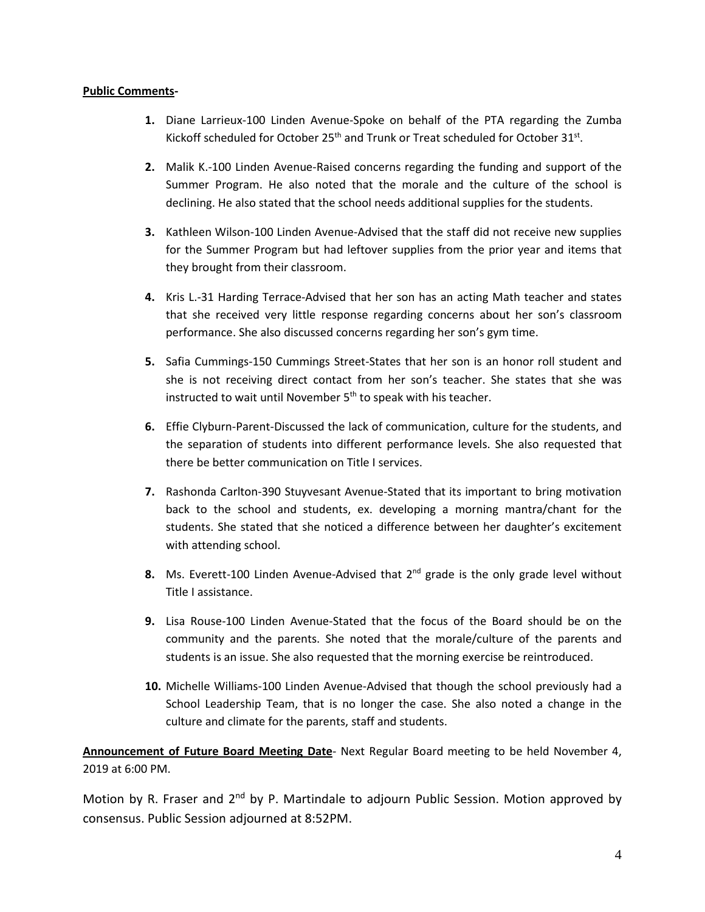**Public Comments-**

1. Diane Larrieux-100 Linden Avenue-Spoke on behalf of the PTA regarding the Zumba Kickoff scheduled for October 25th and Trunk or Treat scheduled for October 31st.

2. Malik K.-100 Linden Avenue-Raised concerns regarding the funding and support of the Summer Program. He also noted that the morale and the culture of the school is declining. He also stated that the school needs additional supplies for the students.

3. Kathleen Wilson-100 Linden Avenue-Advised that the staff did not receive new supplies for the Summer Program but had leftover supplies from the prior year and items that they brought from their classroom.

4. Kris L.-31 Harding Terrace-Advised that her son has an acting Math teacher and states that she received very little response regarding concerns about her son's classroom performance. She also discussed concerns regarding her son's gym time.

5. Safia Cummings-150 Cummings Street-States that her son is an honor roll student and she is not receiving direct contact from her son's teacher. She states that she was instructed to wait until November 5th to speak with his teacher.

6. Effie Clyburn-Parent-Discussed the lack of communication, culture for the students, and the separation of students into different performance levels. She also requested that there be better communication on Title I services.

7. Rashonda Carlton-390 Stuyvesant Avenue-Stated that its important to bring motivation back to the school and students, ex. developing a morning mantra/chant for the students. She stated that she noticed a difference between her daughter's excitement with attending school.

8. Ms. Everett-100 Linden Avenue-Advised that 2nd grade is the only grade level without Title I assistance.

9. Lisa Rouse-100 Linden Avenue-Stated that the focus of the Board should be on the community and the parents. She noted that the morale/culture of the parents and students is an issue. She also requested that the morning exercise be reintroduced.

10. Michelle Williams-100 Linden Avenue-Advised that though the school previously had a School Leadership Team, that is no longer the case. She also noted a change in the culture and climate for the parents, staff and students.

**Announcement of Future Board Meeting Date**- Next Regular Board meeting to be held November 4, 2019 at 6:00 PM.

Motion by R. Fraser and 2nd by P. Martindale to adjourn Public Session. Motion approved by consensus. Public Session adjourned at 8:52PM.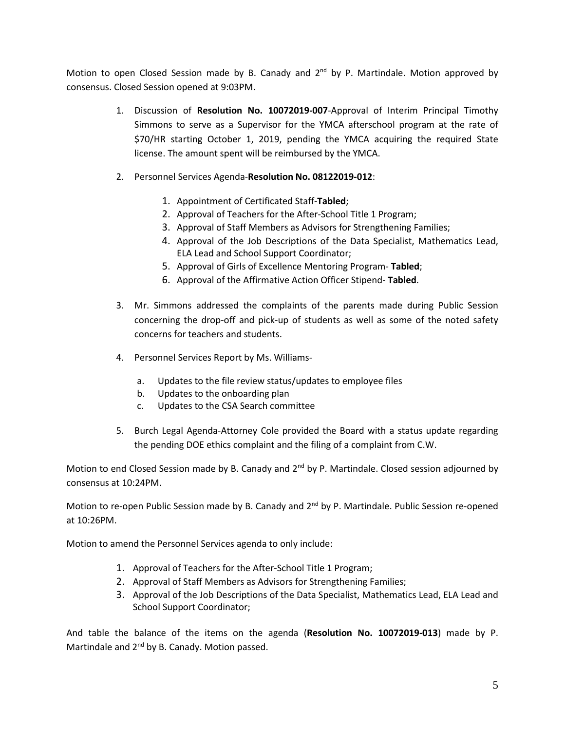Motion to open Closed Session made by B. Canady and 2nd by P. Martindale. Motion approved by consensus. Closed Session opened at 9:03PM.

1. Discussion of **Resolution No. 10072019-007**-Approval of Interim Principal Timothy Simmons to serve as a Supervisor for the YMCA afterschool program at the rate of $70/HR starting October 1, 2019, pending the YMCA acquiring the required State license. The amount spent will be reimbursed by the YMCA.

2. Personnel Services Agenda-**Resolution No. 08122019-012**:

    1. Appointment of Certificated Staff-**Tabled**;
    2. Approval of Teachers for the After-School Title 1 Program;
    3. Approval of Staff Members as Advisors for Strengthening Families;
    4. Approval of the Job Descriptions of the Data Specialist, Mathematics Lead, ELA Lead and School Support Coordinator;
    5. Approval of Girls of Excellence Mentoring Program- **Tabled**;
    6. Approval of the Affirmative Action Officer Stipend- **Tabled**.

3. Mr. Simmons addressed the complaints of the parents made during Public Session concerning the drop-off and pick-up of students as well as some of the noted safety concerns for teachers and students.

4. Personnel Services Report by Ms. Williams-

    a. Updates to the file review status/updates to employee files
    b. Updates to the onboarding plan
    c. Updates to the CSA Search committee

5. Burch Legal Agenda-Attorney Cole provided the Board with a status update regarding the pending DOE ethics complaint and the filing of a complaint from C.W.

Motion to end Closed Session made by B. Canady and 2nd by P. Martindale. Closed session adjourned by consensus at 10:24PM.

Motion to re-open Public Session made by B. Canady and 2nd by P. Martindale. Public Session re-opened at 10:26PM.

Motion to amend the Personnel Services agenda to only include:

1. Approval of Teachers for the After-School Title 1 Program;
2. Approval of Staff Members as Advisors for Strengthening Families;
3. Approval of the Job Descriptions of the Data Specialist, Mathematics Lead, ELA Lead and School Support Coordinator;

And table the balance of the items on the agenda (**Resolution No. 10072019-013**) made by P. Martindale and 2nd by B. Canady. Motion passed.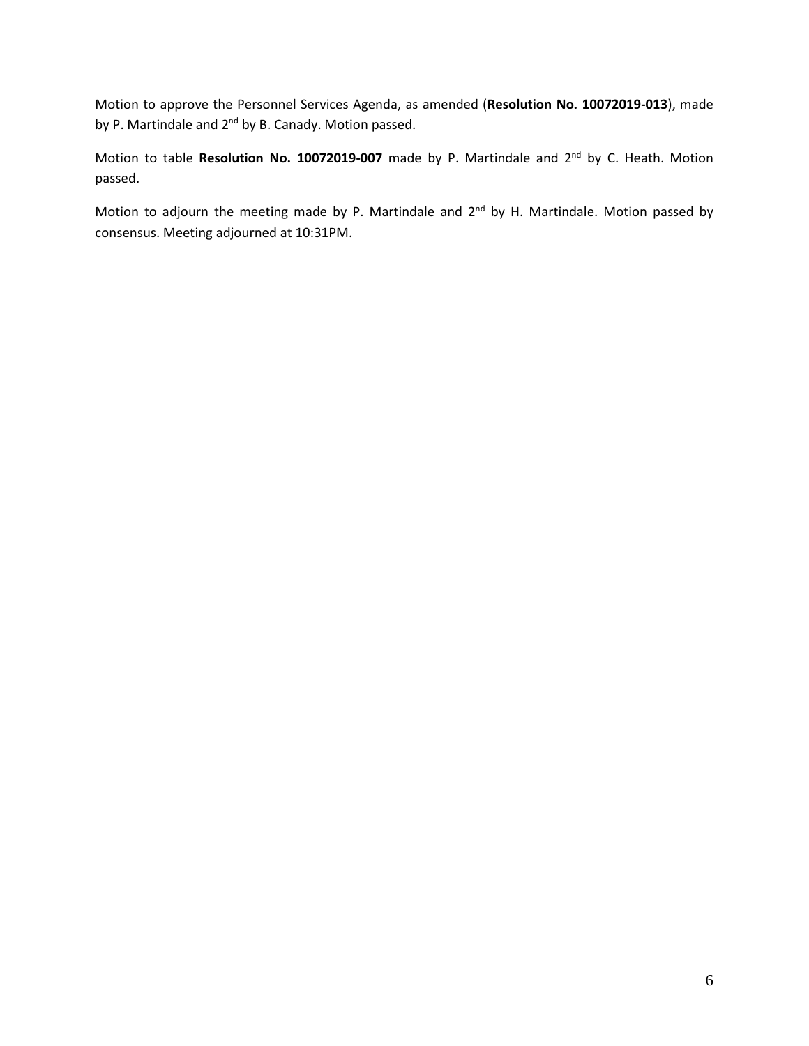Motion to approve the Personnel Services Agenda, as amended (**Resolution No. 10072019-013**), made by P. Martindale and 2nd by B. Canady. Motion passed.

Motion to table **Resolution No. 10072019-007** made by P. Martindale and 2nd by C. Heath. Motion passed.

Motion to adjourn the meeting made by P. Martindale and 2nd by H. Martindale. Motion passed by consensus. Meeting adjourned at 10:31PM.